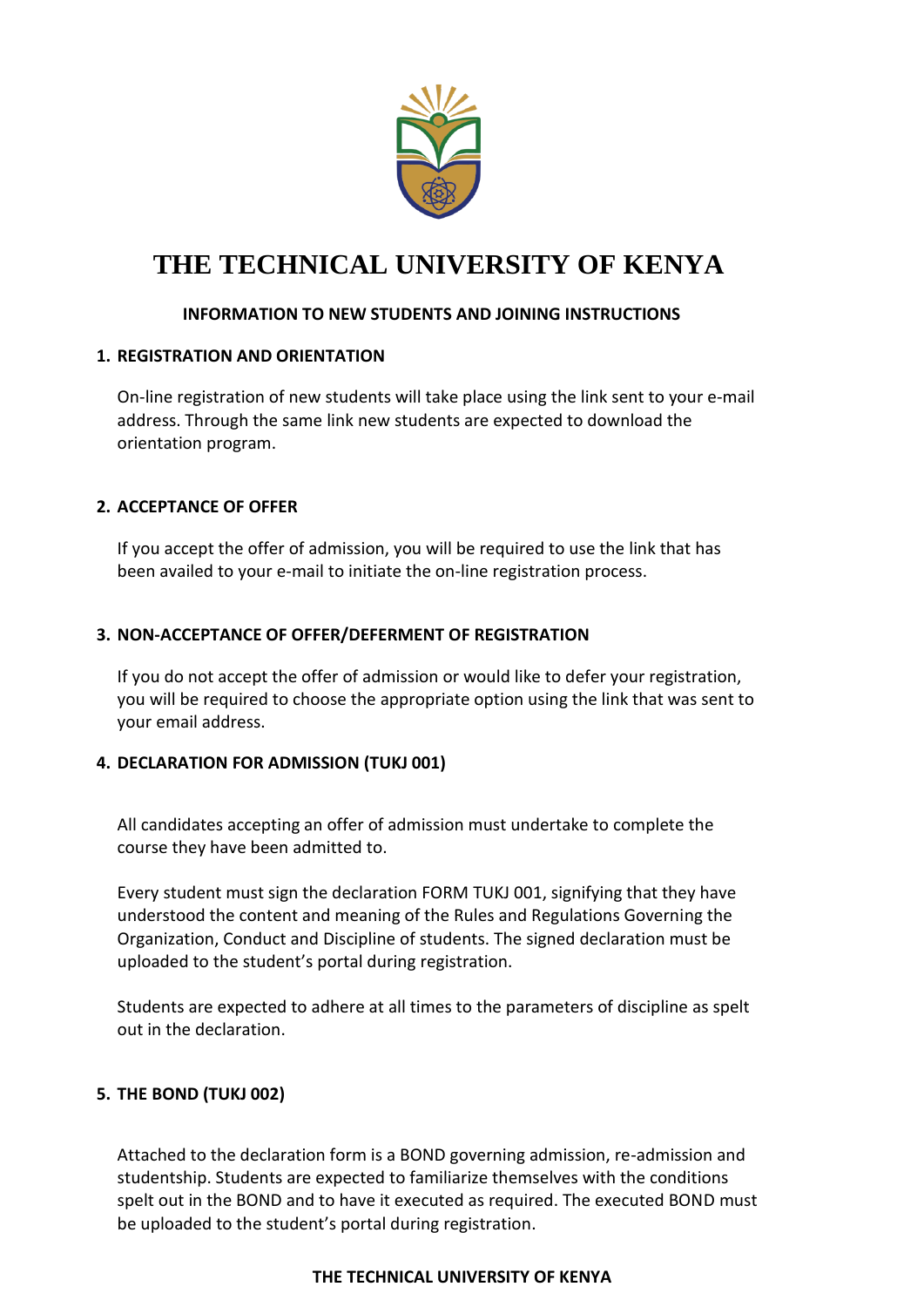# THE TECHNICAL UNIVERSITY OF KENYA

**INFORMATION TO NEW STUDENTS AND JOINING INSTRUCTIONS**

## 1. REGISTRATION AND ORIENTATION

On-line registration of new students will take place using the link sent to your e-mail address. Through the same link new students are expected to download the orientation program.

## 2. ACCEPTANCE OF OFFER

If you accept the offer of admission, you will be required to use the link that has been availed to your e-mail to initiate the on-line registration process.

## 3. NON-ACCEPTANCE OF OFFER/DEFERMENT OF REGISTRATION

If you do not accept the offer of admission or would like to defer your registration, you will be required to choose the appropriate option using the link that was sent to your email address.

## 4. DECLARATION FOR ADMISSION (TUKJ 001)

All candidates accepting an offer of admission must undertake to complete the course they have been admitted to.

Every student must sign the declaration FORM TUKJ 001, signifying that they have understood the content and meaning of the Rules and Regulations Governing the Organization, Conduct and Discipline of students. The signed declaration must be uploaded to the student's portal during registration.

Students are expected to adhere at all times to the parameters of discipline as spelt out in the declaration.

## 5. THE BOND (TUKJ 002)

Attached to the declaration form is a BOND governing admission, re-admission and studentship. Students are expected to familiarize themselves with the conditions spelt out in the BOND and to have it executed as required. The executed BOND must be uploaded to the student's portal during registration.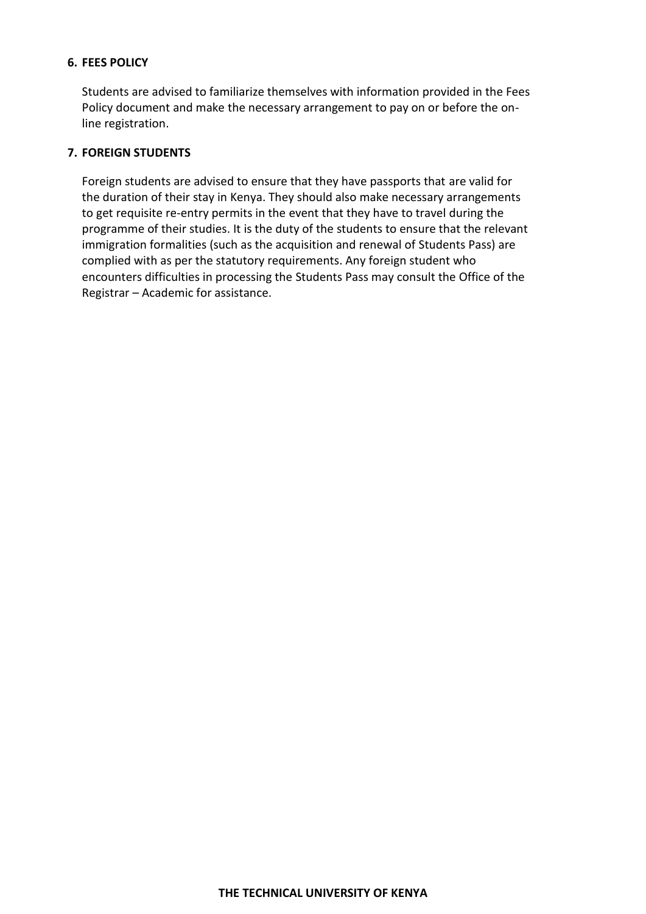## 6. FEES POLICY

Students are advised to familiarize themselves with information provided in the Fees Policy document and make the necessary arrangement to pay on or before the on-line registration.

## 7. FOREIGN STUDENTS

Foreign students are advised to ensure that they have passports that are valid for the duration of their stay in Kenya. They should also make necessary arrangements to get requisite re-entry permits in the event that they have to travel during the programme of their studies. It is the duty of the students to ensure that the relevant immigration formalities (such as the acquisition and renewal of Students Pass) are complied with as per the statutory requirements. Any foreign student who encounters difficulties in processing the Students Pass may consult the Office of the Registrar – Academic for assistance.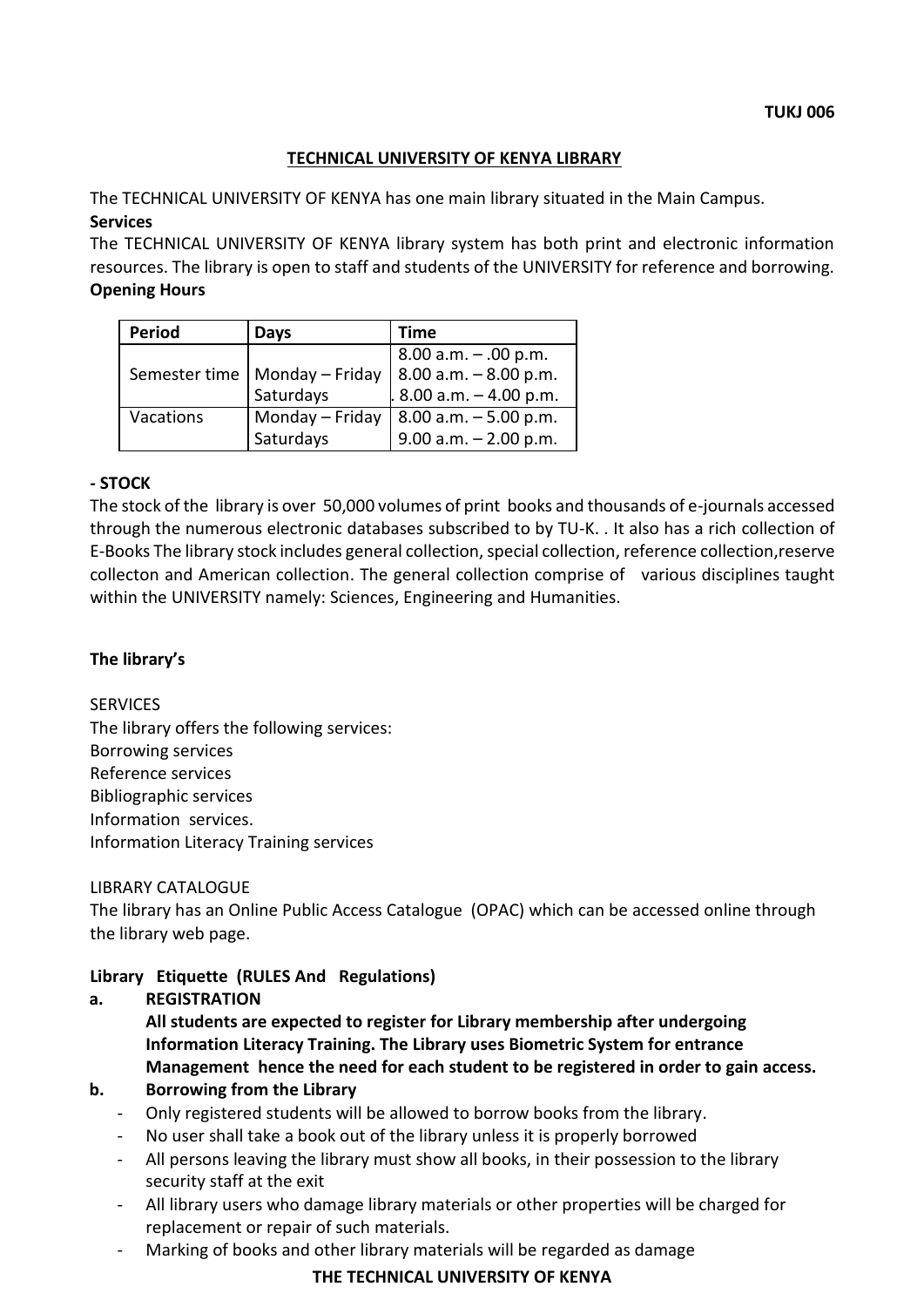**TUKJ 006**

## TECHNICAL UNIVERSITY OF KENYA LIBRARY

The TECHNICAL UNIVERSITY OF KENYA has one main library situated in the Main Campus.

**Services**

The TECHNICAL UNIVERSITY OF KENYA library system has both print and electronic information resources. The library is open to staff and students of the UNIVERSITY for reference and borrowing.

**Opening Hours**

| Period | Days | Time |
|---|---|---|
| Semester time | Monday – Friday<br>Saturdays | 8.00 a.m. – .00 p.m.<br>8.00 a.m. – 8.00 p.m.<br>. 8.00 a.m. – 4.00 p.m. |
| Vacations | Monday – Friday<br>Saturdays | 8.00 a.m. – 5.00 p.m.<br>9.00 a.m. – 2.00 p.m. |

**- STOCK**

The stock of the library is over 50,000 volumes of print books and thousands of e-journals accessed through the numerous electronic databases subscribed to by TU-K. . It also has a rich collection of E-Books The library stock includes general collection, special collection, reference collection,reserve collecton and American collection. The general collection comprise of various disciplines taught within the UNIVERSITY namely: Sciences, Engineering and Humanities.

**The library's**

SERVICES

The library offers the following services:

Borrowing services

Reference services

Bibliographic services

Information services.

Information Literacy Training services

LIBRARY CATALOGUE

The library has an Online Public Access Catalogue (OPAC) which can be accessed online through the library web page.

**Library Etiquette (RULES And Regulations)**

**a. REGISTRATION**

**All students are expected to register for Library membership after undergoing Information Literacy Training. The Library uses Biometric System for entrance Management hence the need for each student to be registered in order to gain access.**

**b. Borrowing from the Library**

- Only registered students will be allowed to borrow books from the library.
- No user shall take a book out of the library unless it is properly borrowed
- All persons leaving the library must show all books, in their possession to the library security staff at the exit
- All library users who damage library materials or other properties will be charged for replacement or repair of such materials.
- Marking of books and other library materials will be regarded as damage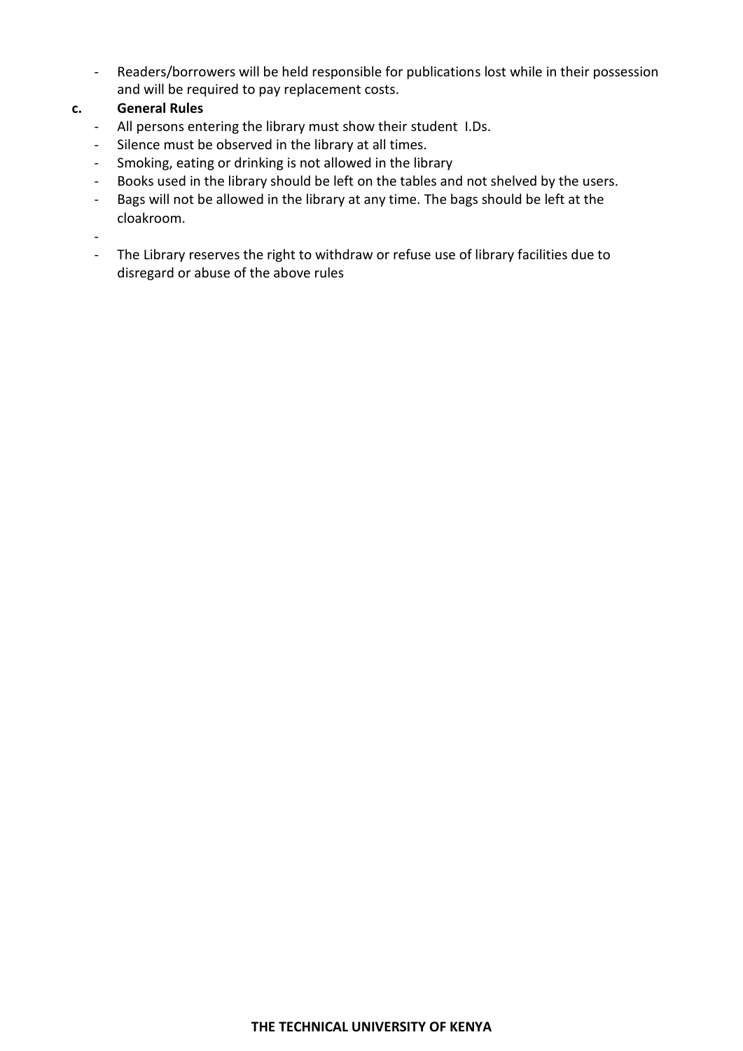- Readers/borrowers will be held responsible for publications lost while in their possession and will be required to pay replacement costs.

**c. General Rules**

- All persons entering the library must show their student I.Ds.
- Silence must be observed in the library at all times.
- Smoking, eating or drinking is not allowed in the library
- Books used in the library should be left on the tables and not shelved by the users.
- Bags will not be allowed in the library at any time. The bags should be left at the cloakroom.
- 
- The Library reserves the right to withdraw or refuse use of library facilities due to disregard or abuse of the above rules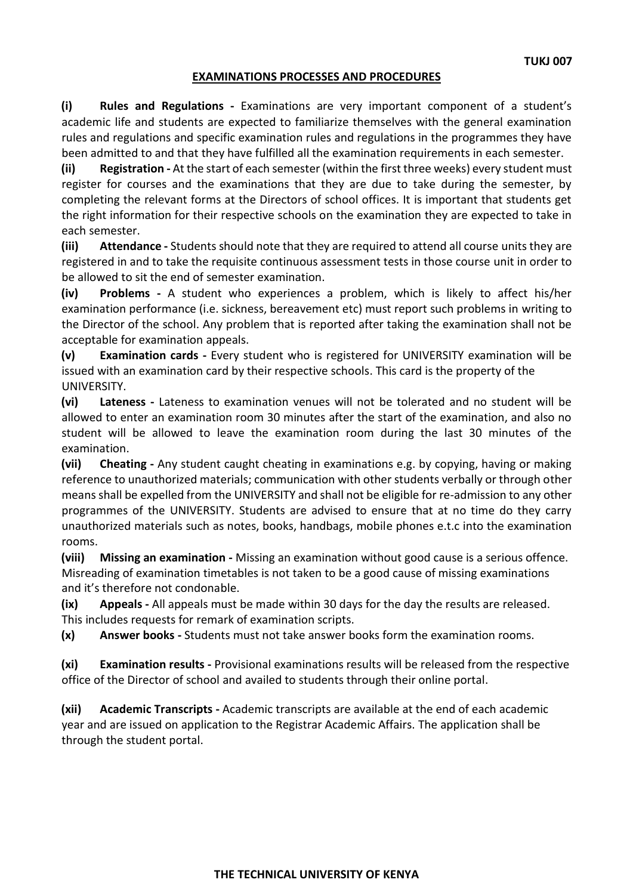**TUKJ 007**

## EXAMINATIONS PROCESSES AND PROCEDURES

**(i) Rules and Regulations -** Examinations are very important component of a student's academic life and students are expected to familiarize themselves with the general examination rules and regulations and specific examination rules and regulations in the programmes they have been admitted to and that they have fulfilled all the examination requirements in each semester.

**(ii) Registration -** At the start of each semester (within the first three weeks) every student must register for courses and the examinations that they are due to take during the semester, by completing the relevant forms at the Directors of school offices. It is important that students get the right information for their respective schools on the examination they are expected to take in each semester.

**(iii) Attendance -** Students should note that they are required to attend all course units they are registered in and to take the requisite continuous assessment tests in those course unit in order to be allowed to sit the end of semester examination.

**(iv) Problems -** A student who experiences a problem, which is likely to affect his/her examination performance (i.e. sickness, bereavement etc) must report such problems in writing to the Director of the school. Any problem that is reported after taking the examination shall not be acceptable for examination appeals.

**(v) Examination cards -** Every student who is registered for UNIVERSITY examination will be issued with an examination card by their respective schools. This card is the property of the UNIVERSITY.

**(vi) Lateness -** Lateness to examination venues will not be tolerated and no student will be allowed to enter an examination room 30 minutes after the start of the examination, and also no student will be allowed to leave the examination room during the last 30 minutes of the examination.

**(vii) Cheating -** Any student caught cheating in examinations e.g. by copying, having or making reference to unauthorized materials; communication with other students verbally or through other means shall be expelled from the UNIVERSITY and shall not be eligible for re-admission to any other programmes of the UNIVERSITY. Students are advised to ensure that at no time do they carry unauthorized materials such as notes, books, handbags, mobile phones e.t.c into the examination rooms.

**(viii) Missing an examination -** Missing an examination without good cause is a serious offence. Misreading of examination timetables is not taken to be a good cause of missing examinations and it's therefore not condonable.

**(ix) Appeals -** All appeals must be made within 30 days for the day the results are released. This includes requests for remark of examination scripts.

**(x) Answer books -** Students must not take answer books form the examination rooms.

**(xi) Examination results -** Provisional examinations results will be released from the respective office of the Director of school and availed to students through their online portal.

**(xii) Academic Transcripts -** Academic transcripts are available at the end of each academic year and are issued on application to the Registrar Academic Affairs. The application shall be through the student portal.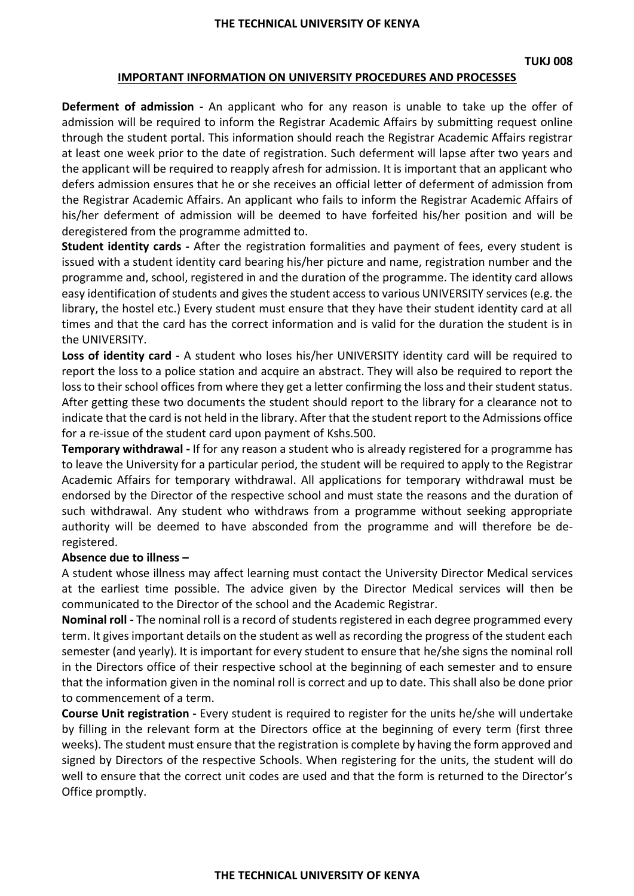TUKJ 008

## IMPORTANT INFORMATION ON UNIVERSITY PROCEDURES AND PROCESSES

**Deferment of admission -** An applicant who for any reason is unable to take up the offer of admission will be required to inform the Registrar Academic Affairs by submitting request online through the student portal. This information should reach the Registrar Academic Affairs registrar at least one week prior to the date of registration. Such deferment will lapse after two years and the applicant will be required to reapply afresh for admission. It is important that an applicant who defers admission ensures that he or she receives an official letter of deferment of admission from the Registrar Academic Affairs. An applicant who fails to inform the Registrar Academic Affairs of his/her deferment of admission will be deemed to have forfeited his/her position and will be deregistered from the programme admitted to.

**Student identity cards -** After the registration formalities and payment of fees, every student is issued with a student identity card bearing his/her picture and name, registration number and the programme and, school, registered in and the duration of the programme. The identity card allows easy identification of students and gives the student access to various UNIVERSITY services (e.g. the library, the hostel etc.) Every student must ensure that they have their student identity card at all times and that the card has the correct information and is valid for the duration the student is in the UNIVERSITY.

**Loss of identity card -** A student who loses his/her UNIVERSITY identity card will be required to report the loss to a police station and acquire an abstract. They will also be required to report the loss to their school offices from where they get a letter confirming the loss and their student status. After getting these two documents the student should report to the library for a clearance not to indicate that the card is not held in the library. After that the student report to the Admissions office for a re-issue of the student card upon payment of Kshs.500.

**Temporary withdrawal -** If for any reason a student who is already registered for a programme has to leave the University for a particular period, the student will be required to apply to the Registrar Academic Affairs for temporary withdrawal. All applications for temporary withdrawal must be endorsed by the Director of the respective school and must state the reasons and the duration of such withdrawal. Any student who withdraws from a programme without seeking appropriate authority will be deemed to have absconded from the programme and will therefore be de-registered.

**Absence due to illness –**

A student whose illness may affect learning must contact the University Director Medical services at the earliest time possible. The advice given by the Director Medical services will then be communicated to the Director of the school and the Academic Registrar.

**Nominal roll -** The nominal roll is a record of students registered in each degree programmed every term. It gives important details on the student as well as recording the progress of the student each semester (and yearly). It is important for every student to ensure that he/she signs the nominal roll in the Directors office of their respective school at the beginning of each semester and to ensure that the information given in the nominal roll is correct and up to date. This shall also be done prior to commencement of a term.

**Course Unit registration -** Every student is required to register for the units he/she will undertake by filling in the relevant form at the Directors office at the beginning of every term (first three weeks). The student must ensure that the registration is complete by having the form approved and signed by Directors of the respective Schools. When registering for the units, the student will do well to ensure that the correct unit codes are used and that the form is returned to the Director's Office promptly.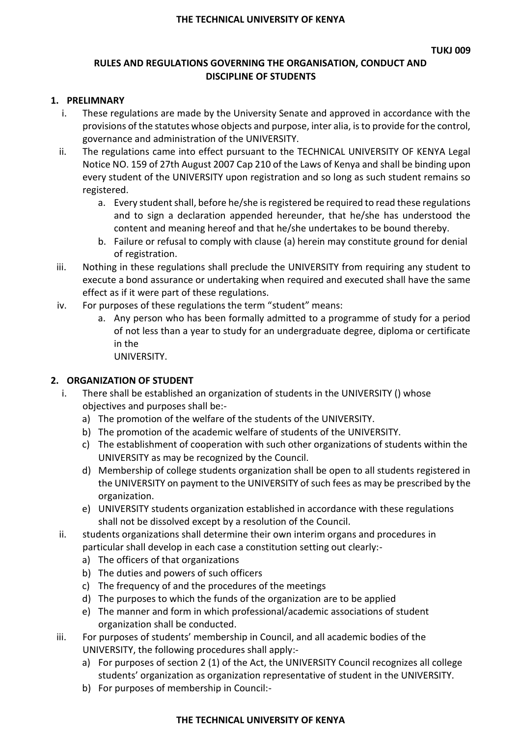**TUKJ 009**

# RULES AND REGULATIONS GOVERNING THE ORGANISATION, CONDUCT AND DISCIPLINE OF STUDENTS

## 1. PRELIMNARY

i. These regulations are made by the University Senate and approved in accordance with the provisions of the statutes whose objects and purpose, inter alia, is to provide for the control, governance and administration of the UNIVERSITY.

ii. The regulations came into effect pursuant to the TECHNICAL UNIVERSITY OF KENYA Legal Notice NO. 159 of 27th August 2007 Cap 210 of the Laws of Kenya and shall be binding upon every student of the UNIVERSITY upon registration and so long as such student remains so registered.

   a. Every student shall, before he/she is registered be required to read these regulations and to sign a declaration appended hereunder, that he/she has understood the content and meaning hereof and that he/she undertakes to be bound thereby.
   
   b. Failure or refusal to comply with clause (a) herein may constitute ground for denial of registration.

iii. Nothing in these regulations shall preclude the UNIVERSITY from requiring any student to execute a bond assurance or undertaking when required and executed shall have the same effect as if it were part of these regulations.

iv. For purposes of these regulations the term "student" means:

   a. Any person who has been formally admitted to a programme of study for a period of not less than a year to study for an undergraduate degree, diploma or certificate in the UNIVERSITY.

## 2. ORGANIZATION OF STUDENT

i. There shall be established an organization of students in the UNIVERSITY () whose objectives and purposes shall be:-

   a) The promotion of the welfare of the students of the UNIVERSITY.
   
   b) The promotion of the academic welfare of students of the UNIVERSITY.
   
   c) The establishment of cooperation with such other organizations of students within the UNIVERSITY as may be recognized by the Council.
   
   d) Membership of college students organization shall be open to all students registered in the UNIVERSITY on payment to the UNIVERSITY of such fees as may be prescribed by the organization.
   
   e) UNIVERSITY students organization established in accordance with these regulations shall not be dissolved except by a resolution of the Council.

ii. students organizations shall determine their own interim organs and procedures in particular shall develop in each case a constitution setting out clearly:-

   a) The officers of that organizations
   
   b) The duties and powers of such officers
   
   c) The frequency of and the procedures of the meetings
   
   d) The purposes to which the funds of the organization are to be applied
   
   e) The manner and form in which professional/academic associations of student organization shall be conducted.

iii. For purposes of students' membership in Council, and all academic bodies of the UNIVERSITY, the following procedures shall apply:-

   a) For purposes of section 2 (1) of the Act, the UNIVERSITY Council recognizes all college students' organization as organization representative of student in the UNIVERSITY.
   
   b) For purposes of membership in Council:-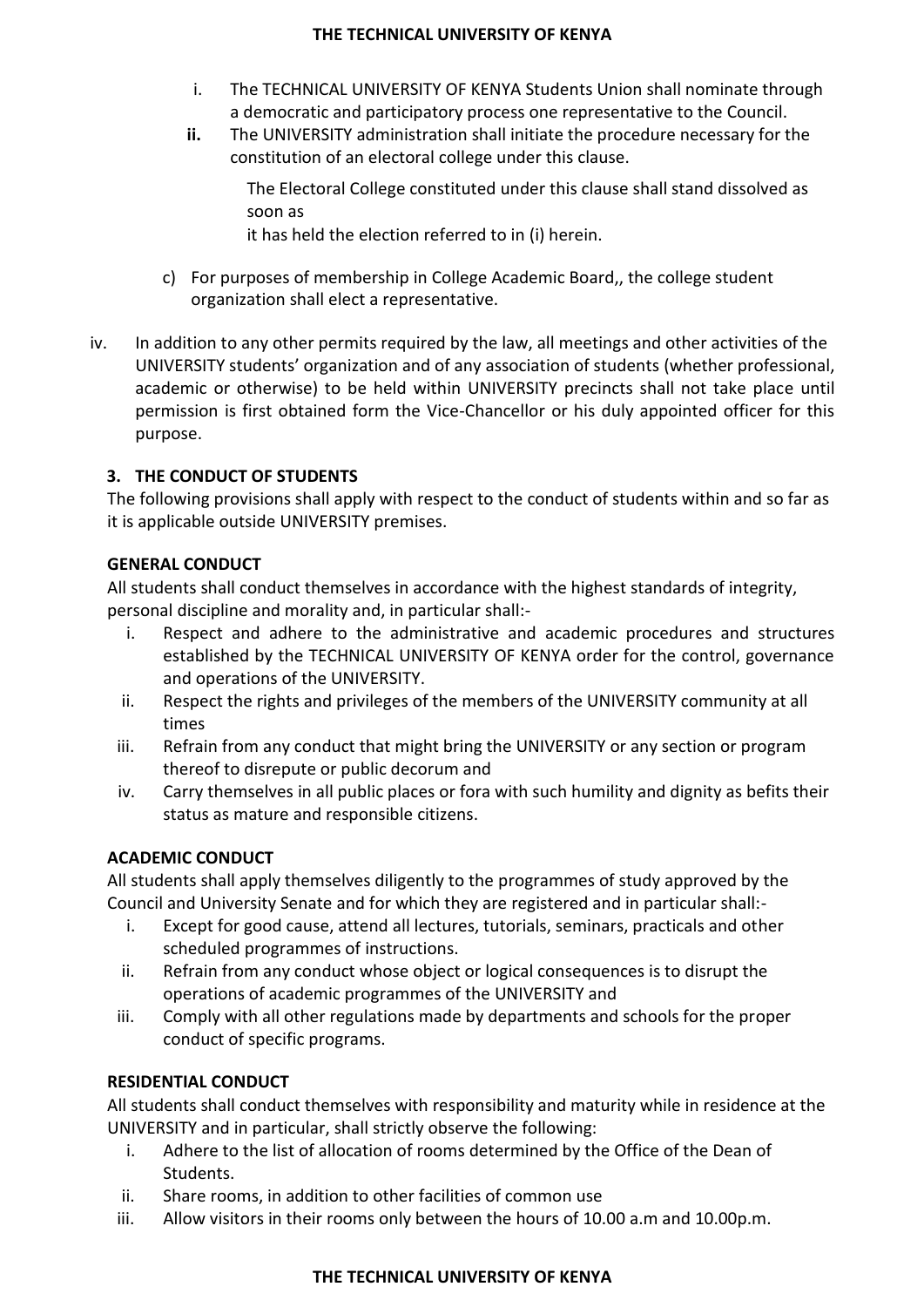i. The TECHNICAL UNIVERSITY OF KENYA Students Union shall nominate through a democratic and participatory process one representative to the Council.

**ii.** The UNIVERSITY administration shall initiate the procedure necessary for the constitution of an electoral college under this clause.

The Electoral College constituted under this clause shall stand dissolved as soon as
it has held the election referred to in (i) herein.

c) For purposes of membership in College Academic Board,, the college student organization shall elect a representative.

iv. In addition to any other permits required by the law, all meetings and other activities of the UNIVERSITY students' organization and of any association of students (whether professional, academic or otherwise) to be held within UNIVERSITY precincts shall not take place until permission is first obtained form the Vice-Chancellor or his duly appointed officer for this purpose.

## 3. THE CONDUCT OF STUDENTS

The following provisions shall apply with respect to the conduct of students within and so far as it is applicable outside UNIVERSITY premises.

### GENERAL CONDUCT

All students shall conduct themselves in accordance with the highest standards of integrity, personal discipline and morality and, in particular shall:-

i. Respect and adhere to the administrative and academic procedures and structures established by the TECHNICAL UNIVERSITY OF KENYA order for the control, governance and operations of the UNIVERSITY.
ii. Respect the rights and privileges of the members of the UNIVERSITY community at all times
iii. Refrain from any conduct that might bring the UNIVERSITY or any section or program thereof to disrepute or public decorum and
iv. Carry themselves in all public places or fora with such humility and dignity as befits their status as mature and responsible citizens.

### ACADEMIC CONDUCT

All students shall apply themselves diligently to the programmes of study approved by the Council and University Senate and for which they are registered and in particular shall:-

i. Except for good cause, attend all lectures, tutorials, seminars, practicals and other scheduled programmes of instructions.
ii. Refrain from any conduct whose object or logical consequences is to disrupt the operations of academic programmes of the UNIVERSITY and
iii. Comply with all other regulations made by departments and schools for the proper conduct of specific programs.

### RESIDENTIAL CONDUCT

All students shall conduct themselves with responsibility and maturity while in residence at the UNIVERSITY and in particular, shall strictly observe the following:

i. Adhere to the list of allocation of rooms determined by the Office of the Dean of Students.
ii. Share rooms, in addition to other facilities of common use
iii. Allow visitors in their rooms only between the hours of 10.00 a.m and 10.00p.m.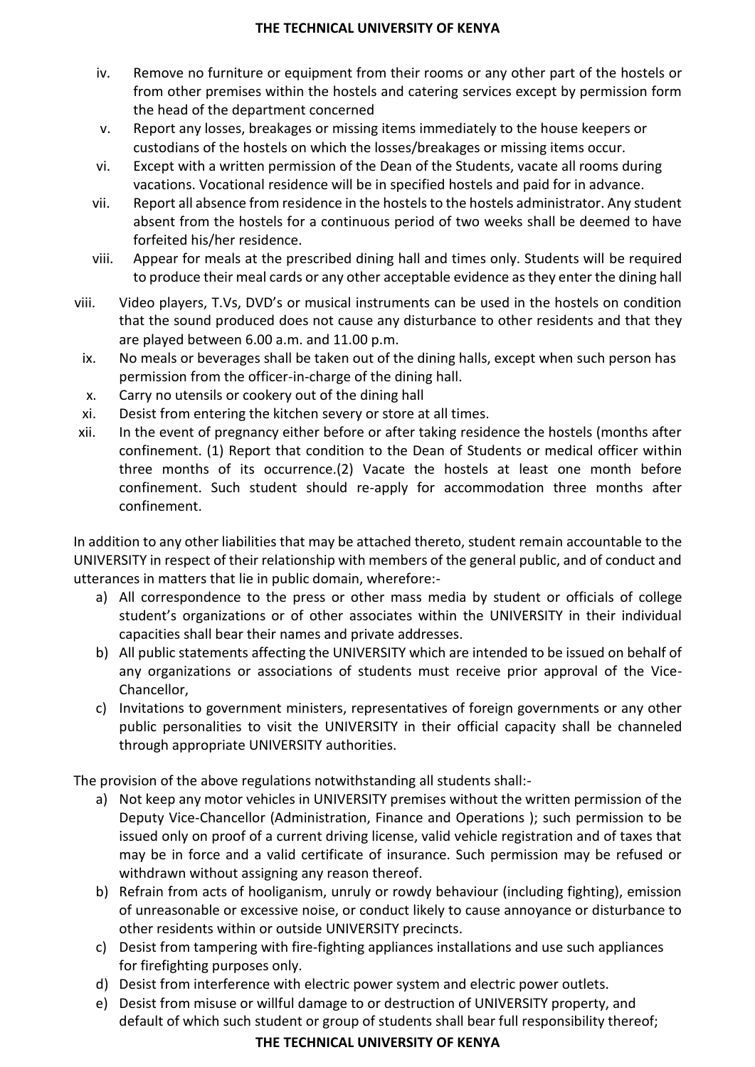iv. Remove no furniture or equipment from their rooms or any other part of the hostels or from other premises within the hostels and catering services except by permission form the head of the department concerned
v. Report any losses, breakages or missing items immediately to the house keepers or custodians of the hostels on which the losses/breakages or missing items occur.
vi. Except with a written permission of the Dean of the Students, vacate all rooms during vacations. Vocational residence will be in specified hostels and paid for in advance.
vii. Report all absence from residence in the hostels to the hostels administrator. Any student absent from the hostels for a continuous period of two weeks shall be deemed to have forfeited his/her residence.
viii. Appear for meals at the prescribed dining hall and times only. Students will be required to produce their meal cards or any other acceptable evidence as they enter the dining hall

viii. Video players, T.Vs, DVD's or musical instruments can be used in the hostels on condition that the sound produced does not cause any disturbance to other residents and that they are played between 6.00 a.m. and 11.00 p.m.
ix. No meals or beverages shall be taken out of the dining halls, except when such person has permission from the officer-in-charge of the dining hall.
x. Carry no utensils or cookery out of the dining hall
xi. Desist from entering the kitchen severy or store at all times.
xii. In the event of pregnancy either before or after taking residence the hostels (months after confinement. (1) Report that condition to the Dean of Students or medical officer within three months of its occurrence.(2) Vacate the hostels at least one month before confinement. Such student should re-apply for accommodation three months after confinement.

In addition to any other liabilities that may be attached thereto, student remain accountable to the UNIVERSITY in respect of their relationship with members of the general public, and of conduct and utterances in matters that lie in public domain, wherefore:-

a) All correspondence to the press or other mass media by student or officials of college student's organizations or of other associates within the UNIVERSITY in their individual capacities shall bear their names and private addresses.
b) All public statements affecting the UNIVERSITY which are intended to be issued on behalf of any organizations or associations of students must receive prior approval of the Vice-Chancellor,
c) Invitations to government ministers, representatives of foreign governments or any other public personalities to visit the UNIVERSITY in their official capacity shall be channeled through appropriate UNIVERSITY authorities.

The provision of the above regulations notwithstanding all students shall:-

a) Not keep any motor vehicles in UNIVERSITY premises without the written permission of the Deputy Vice-Chancellor (Administration, Finance and Operations ); such permission to be issued only on proof of a current driving license, valid vehicle registration and of taxes that may be in force and a valid certificate of insurance. Such permission may be refused or withdrawn without assigning any reason thereof.
b) Refrain from acts of hooliganism, unruly or rowdy behaviour (including fighting), emission of unreasonable or excessive noise, or conduct likely to cause annoyance or disturbance to other residents within or outside UNIVERSITY precincts.
c) Desist from tampering with fire-fighting appliances installations and use such appliances for firefighting purposes only.
d) Desist from interference with electric power system and electric power outlets.
e) Desist from misuse or willful damage to or destruction of UNIVERSITY property, and default of which such student or group of students shall bear full responsibility thereof;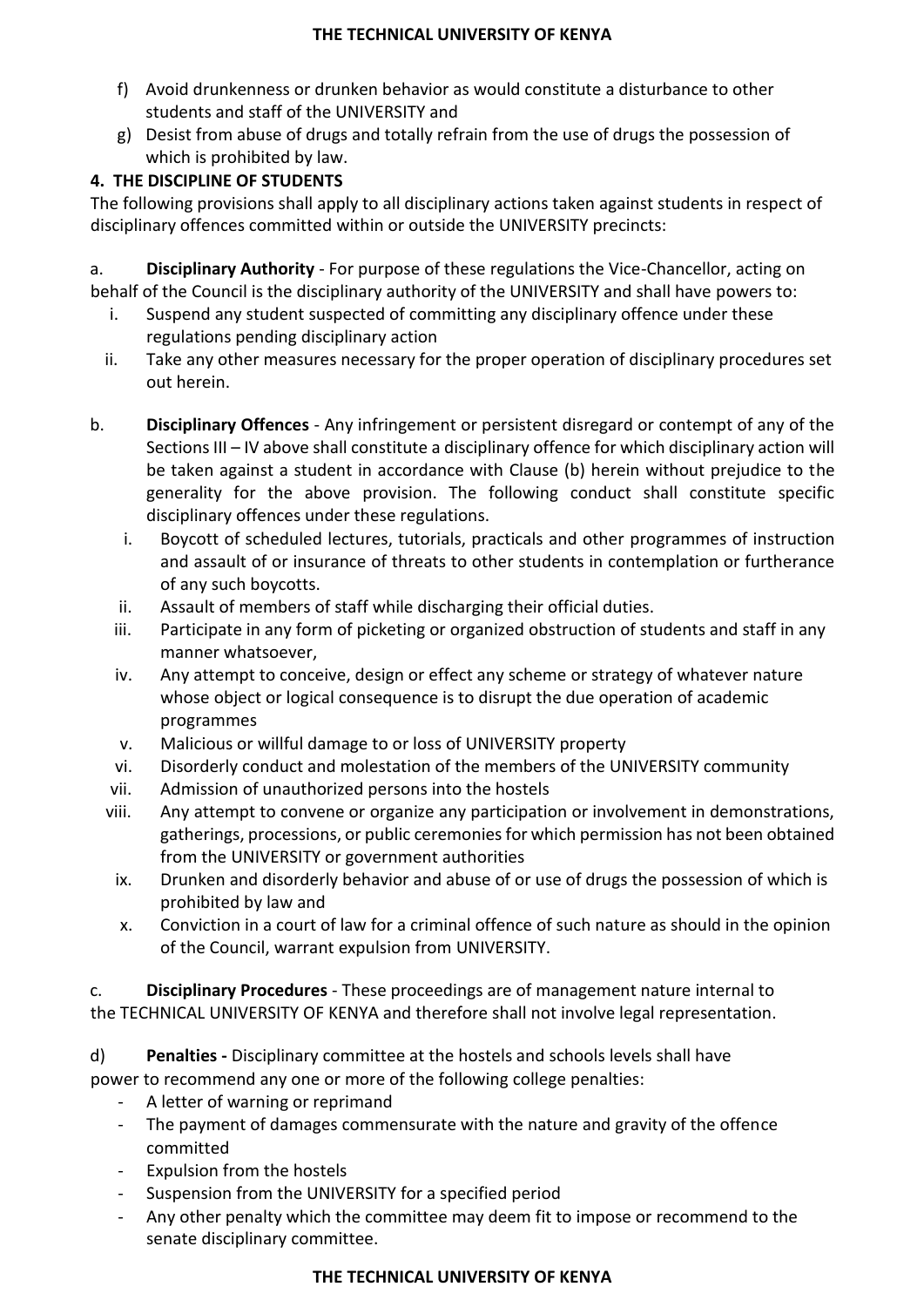f) Avoid drunkenness or drunken behavior as would constitute a disturbance to other students and staff of the UNIVERSITY and

g) Desist from abuse of drugs and totally refrain from the use of drugs the possession of which is prohibited by law.

**4. THE DISCIPLINE OF STUDENTS**

The following provisions shall apply to all disciplinary actions taken against students in respect of disciplinary offences committed within or outside the UNIVERSITY precincts:

a. **Disciplinary Authority** - For purpose of these regulations the Vice-Chancellor, acting on behalf of the Council is the disciplinary authority of the UNIVERSITY and shall have powers to:

i. Suspend any student suspected of committing any disciplinary offence under these regulations pending disciplinary action

ii. Take any other measures necessary for the proper operation of disciplinary procedures set out herein.

b. **Disciplinary Offences** - Any infringement or persistent disregard or contempt of any of the Sections III – IV above shall constitute a disciplinary offence for which disciplinary action will be taken against a student in accordance with Clause (b) herein without prejudice to the generality for the above provision. The following conduct shall constitute specific disciplinary offences under these regulations.

i. Boycott of scheduled lectures, tutorials, practicals and other programmes of instruction and assault of or insurance of threats to other students in contemplation or furtherance of any such boycotts.

ii. Assault of members of staff while discharging their official duties.

iii. Participate in any form of picketing or organized obstruction of students and staff in any manner whatsoever,

iv. Any attempt to conceive, design or effect any scheme or strategy of whatever nature whose object or logical consequence is to disrupt the due operation of academic programmes

v. Malicious or willful damage to or loss of UNIVERSITY property

vi. Disorderly conduct and molestation of the members of the UNIVERSITY community

vii. Admission of unauthorized persons into the hostels

viii. Any attempt to convene or organize any participation or involvement in demonstrations, gatherings, processions, or public ceremonies for which permission has not been obtained from the UNIVERSITY or government authorities

ix. Drunken and disorderly behavior and abuse of or use of drugs the possession of which is prohibited by law and

x. Conviction in a court of law for a criminal offence of such nature as should in the opinion of the Council, warrant expulsion from UNIVERSITY.

c. **Disciplinary Procedures** - These proceedings are of management nature internal to the TECHNICAL UNIVERSITY OF KENYA and therefore shall not involve legal representation.

d) **Penalties -** Disciplinary committee at the hostels and schools levels shall have power to recommend any one or more of the following college penalties:

- A letter of warning or reprimand
- The payment of damages commensurate with the nature and gravity of the offence committed
- Expulsion from the hostels
- Suspension from the UNIVERSITY for a specified period
- Any other penalty which the committee may deem fit to impose or recommend to the senate disciplinary committee.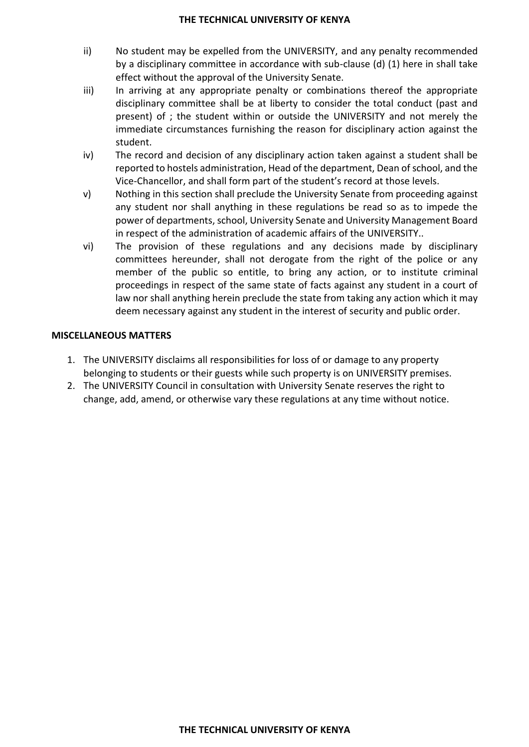ii) No student may be expelled from the UNIVERSITY, and any penalty recommended by a disciplinary committee in accordance with sub-clause (d) (1) here in shall take effect without the approval of the University Senate.

iii) In arriving at any appropriate penalty or combinations thereof the appropriate disciplinary committee shall be at liberty to consider the total conduct (past and present) of ; the student within or outside the UNIVERSITY and not merely the immediate circumstances furnishing the reason for disciplinary action against the student.

iv) The record and decision of any disciplinary action taken against a student shall be reported to hostels administration, Head of the department, Dean of school, and the Vice-Chancellor, and shall form part of the student's record at those levels.

v) Nothing in this section shall preclude the University Senate from proceeding against any student nor shall anything in these regulations be read so as to impede the power of departments, school, University Senate and University Management Board in respect of the administration of academic affairs of the UNIVERSITY..

vi) The provision of these regulations and any decisions made by disciplinary committees hereunder, shall not derogate from the right of the police or any member of the public so entitle, to bring any action, or to institute criminal proceedings in respect of the same state of facts against any student in a court of law nor shall anything herein preclude the state from taking any action which it may deem necessary against any student in the interest of security and public order.

**MISCELLANEOUS MATTERS**

1. The UNIVERSITY disclaims all responsibilities for loss of or damage to any property belonging to students or their guests while such property is on UNIVERSITY premises.
2. The UNIVERSITY Council in consultation with University Senate reserves the right to change, add, amend, or otherwise vary these regulations at any time without notice.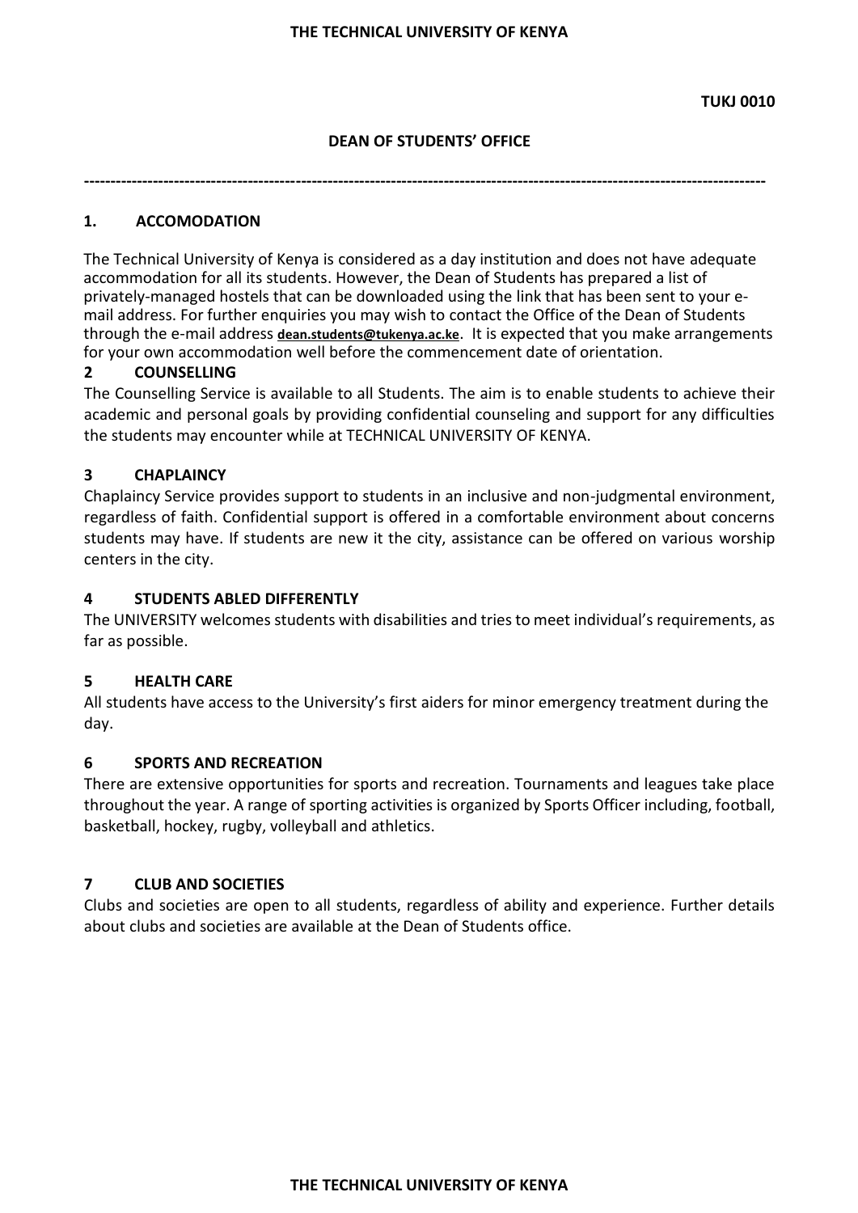**TUKJ 0010**

**DEAN OF STUDENTS' OFFICE**

---

## 1. ACCOMODATION

The Technical University of Kenya is considered as a day institution and does not have adequate accommodation for all its students. However, the Dean of Students has prepared a list of privately-managed hostels that can be downloaded using the link that has been sent to your e-mail address. For further enquiries you may wish to contact the Office of the Dean of Students through the e-mail address **dean.students@tukenya.ac.ke**. It is expected that you make arrangements for your own accommodation well before the commencement date of orientation.

## 2 COUNSELLING

The Counselling Service is available to all Students. The aim is to enable students to achieve their academic and personal goals by providing confidential counseling and support for any difficulties the students may encounter while at TECHNICAL UNIVERSITY OF KENYA.

## 3 CHAPLAINCY

Chaplaincy Service provides support to students in an inclusive and non-judgmental environment, regardless of faith. Confidential support is offered in a comfortable environment about concerns students may have. If students are new it the city, assistance can be offered on various worship centers in the city.

## 4 STUDENTS ABLED DIFFERENTLY

The UNIVERSITY welcomes students with disabilities and tries to meet individual's requirements, as far as possible.

## 5 HEALTH CARE

All students have access to the University's first aiders for minor emergency treatment during the day.

## 6 SPORTS AND RECREATION

There are extensive opportunities for sports and recreation. Tournaments and leagues take place throughout the year. A range of sporting activities is organized by Sports Officer including, football, basketball, hockey, rugby, volleyball and athletics.

## 7 CLUB AND SOCIETIES

Clubs and societies are open to all students, regardless of ability and experience. Further details about clubs and societies are available at the Dean of Students office.